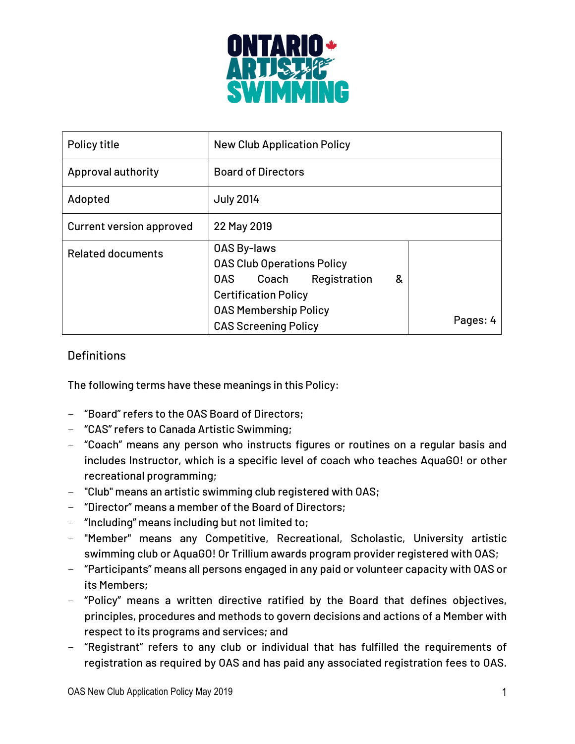| Policy title | New Club Application Policy | |
|---|---|---|
| Approval authority | Board of Directors | |
| Adopted | July 2014 | |
| Current version approved | 22 May 2019 | |
| Related documents | OAS By-laws<br>OAS Club Operations Policy<br>OAS Coach Registration & Certification Policy<br>OAS Membership Policy<br>CAS Screening Policy | Pages: 4 |

## Definitions

The following terms have these meanings in this Policy:

- "Board" refers to the OAS Board of Directors;
- "CAS" refers to Canada Artistic Swimming;
- "Coach" means any person who instructs figures or routines on a regular basis and includes Instructor, which is a specific level of coach who teaches AquaGO! or other recreational programming;
- "Club" means an artistic swimming club registered with OAS;
- "Director" means a member of the Board of Directors;
- "Including" means including but not limited to;
- "Member" means any Competitive, Recreational, Scholastic, University artistic swimming club or AquaGO! Or Trillium awards program provider registered with OAS;
- "Participants" means all persons engaged in any paid or volunteer capacity with OAS or its Members;
- "Policy" means a written directive ratified by the Board that defines objectives, principles, procedures and methods to govern decisions and actions of a Member with respect to its programs and services; and
- "Registrant" refers to any club or individual that has fulfilled the requirements of registration as required by OAS and has paid any associated registration fees to OAS.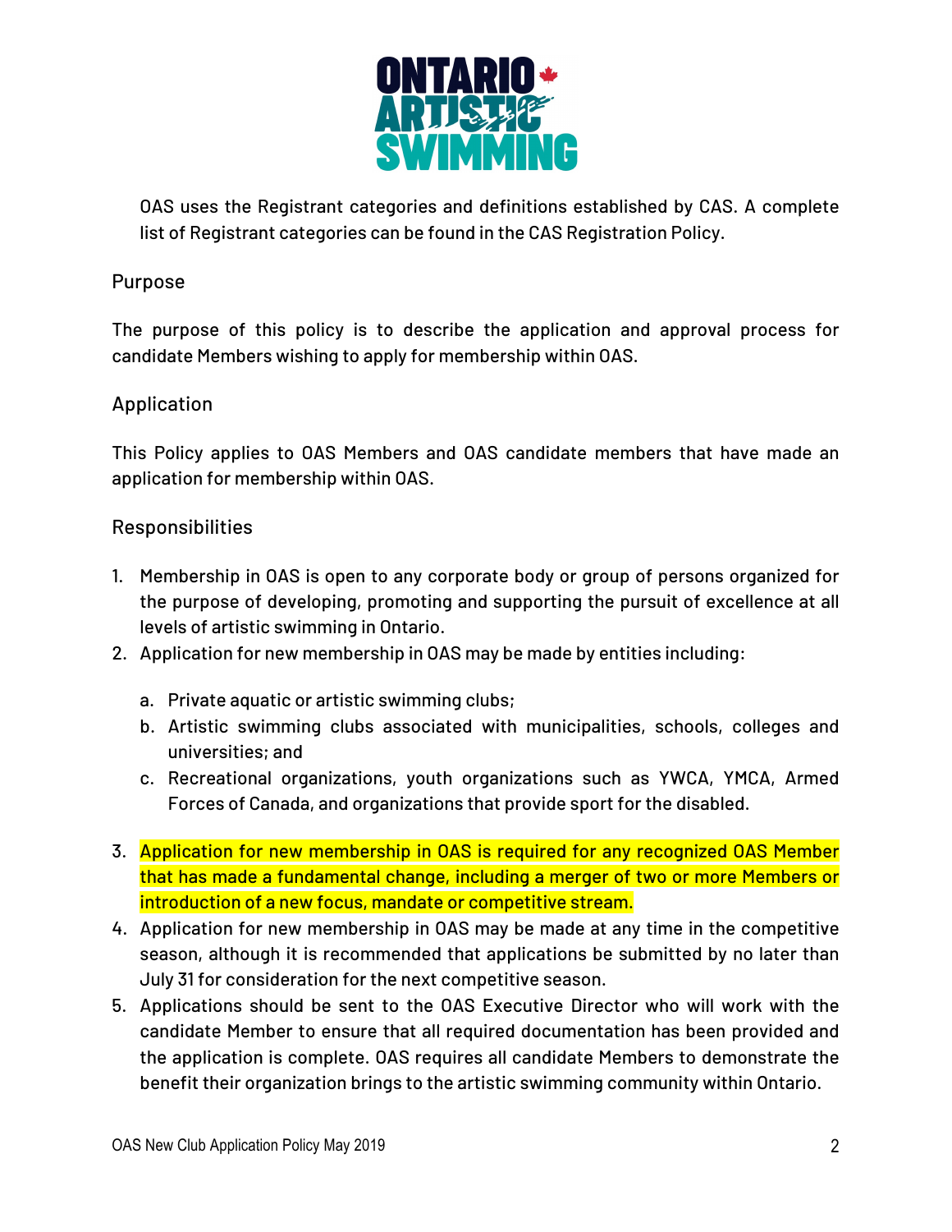OAS uses the Registrant categories and definitions established by CAS. A complete list of Registrant categories can be found in the CAS Registration Policy.

## Purpose

The purpose of this policy is to describe the application and approval process for candidate Members wishing to apply for membership within OAS.

## Application

This Policy applies to OAS Members and OAS candidate members that have made an application for membership within OAS.

## Responsibilities

1. Membership in OAS is open to any corporate body or group of persons organized for the purpose of developing, promoting and supporting the pursuit of excellence at all levels of artistic swimming in Ontario.
2. Application for new membership in OAS may be made by entities including:
   a. Private aquatic or artistic swimming clubs;
   b. Artistic swimming clubs associated with municipalities, schools, colleges and universities; and
   c. Recreational organizations, youth organizations such as YWCA, YMCA, Armed Forces of Canada, and organizations that provide sport for the disabled.
3. Application for new membership in OAS is required for any recognized OAS Member that has made a fundamental change, including a merger of two or more Members or introduction of a new focus, mandate or competitive stream.
4. Application for new membership in OAS may be made at any time in the competitive season, although it is recommended that applications be submitted by no later than July 31 for consideration for the next competitive season.
5. Applications should be sent to the OAS Executive Director who will work with the candidate Member to ensure that all required documentation has been provided and the application is complete. OAS requires all candidate Members to demonstrate the benefit their organization brings to the artistic swimming community within Ontario.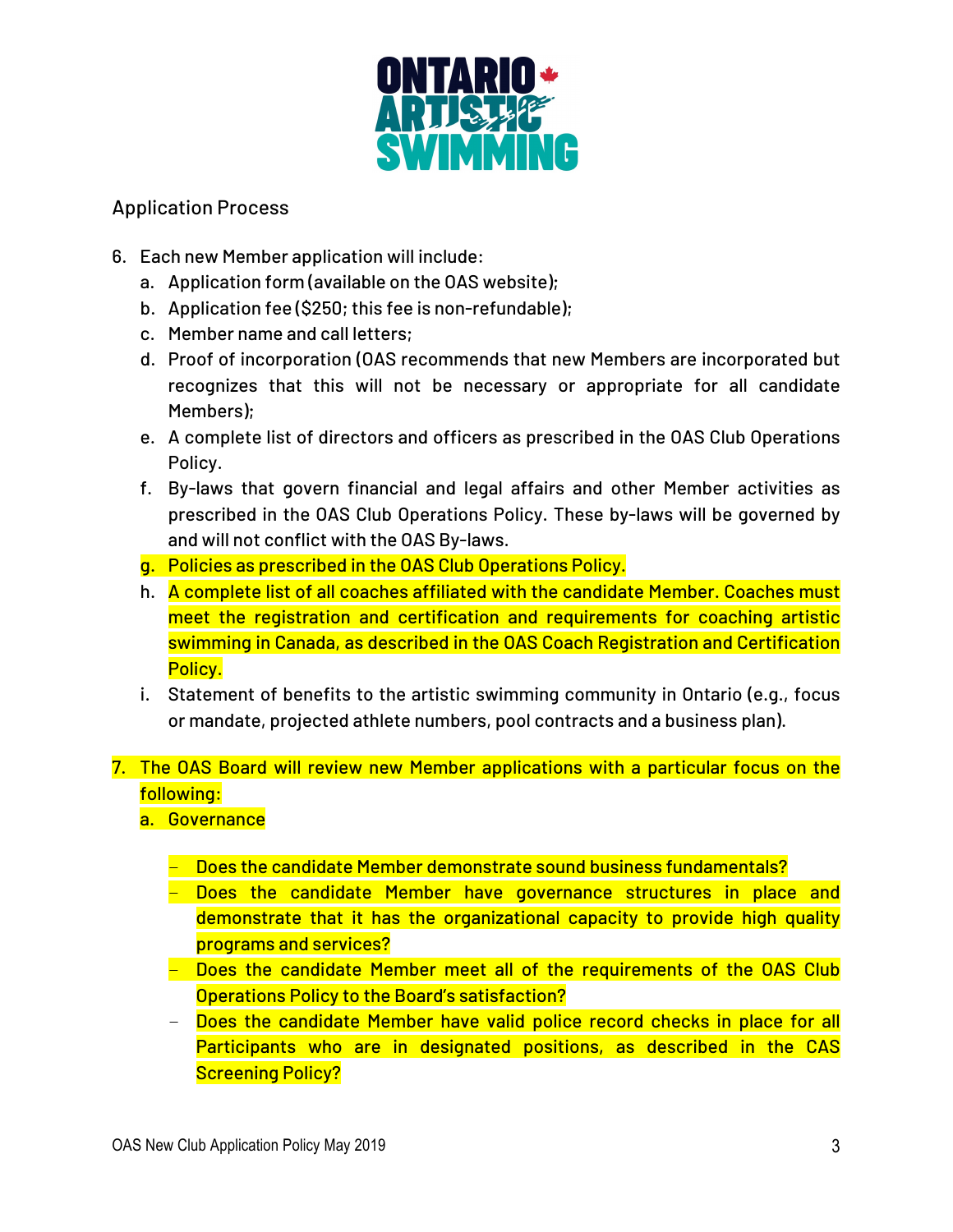## Application Process

6. Each new Member application will include:
   a. Application form (available on the OAS website);
   b. Application fee ($250; this fee is non-refundable);
   c. Member name and call letters;
   d. Proof of incorporation (OAS recommends that new Members are incorporated but recognizes that this will not be necessary or appropriate for all candidate Members);
   e. A complete list of directors and officers as prescribed in the OAS Club Operations Policy.
   f. By-laws that govern financial and legal affairs and other Member activities as prescribed in the OAS Club Operations Policy. These by-laws will be governed by and will not conflict with the OAS By-laws.
   g. Policies as prescribed in the OAS Club Operations Policy.
   h. A complete list of all coaches affiliated with the candidate Member. Coaches must meet the registration and certification and requirements for coaching artistic swimming in Canada, as described in the OAS Coach Registration and Certification Policy.
   i. Statement of benefits to the artistic swimming community in Ontario (e.g., focus or mandate, projected athlete numbers, pool contracts and a business plan).

7. The OAS Board will review new Member applications with a particular focus on the following:
   a. Governance
      - Does the candidate Member demonstrate sound business fundamentals?
      - Does the candidate Member have governance structures in place and demonstrate that it has the organizational capacity to provide high quality programs and services?
      - Does the candidate Member meet all of the requirements of the OAS Club Operations Policy to the Board's satisfaction?
      - Does the candidate Member have valid police record checks in place for all Participants who are in designated positions, as described in the CAS Screening Policy?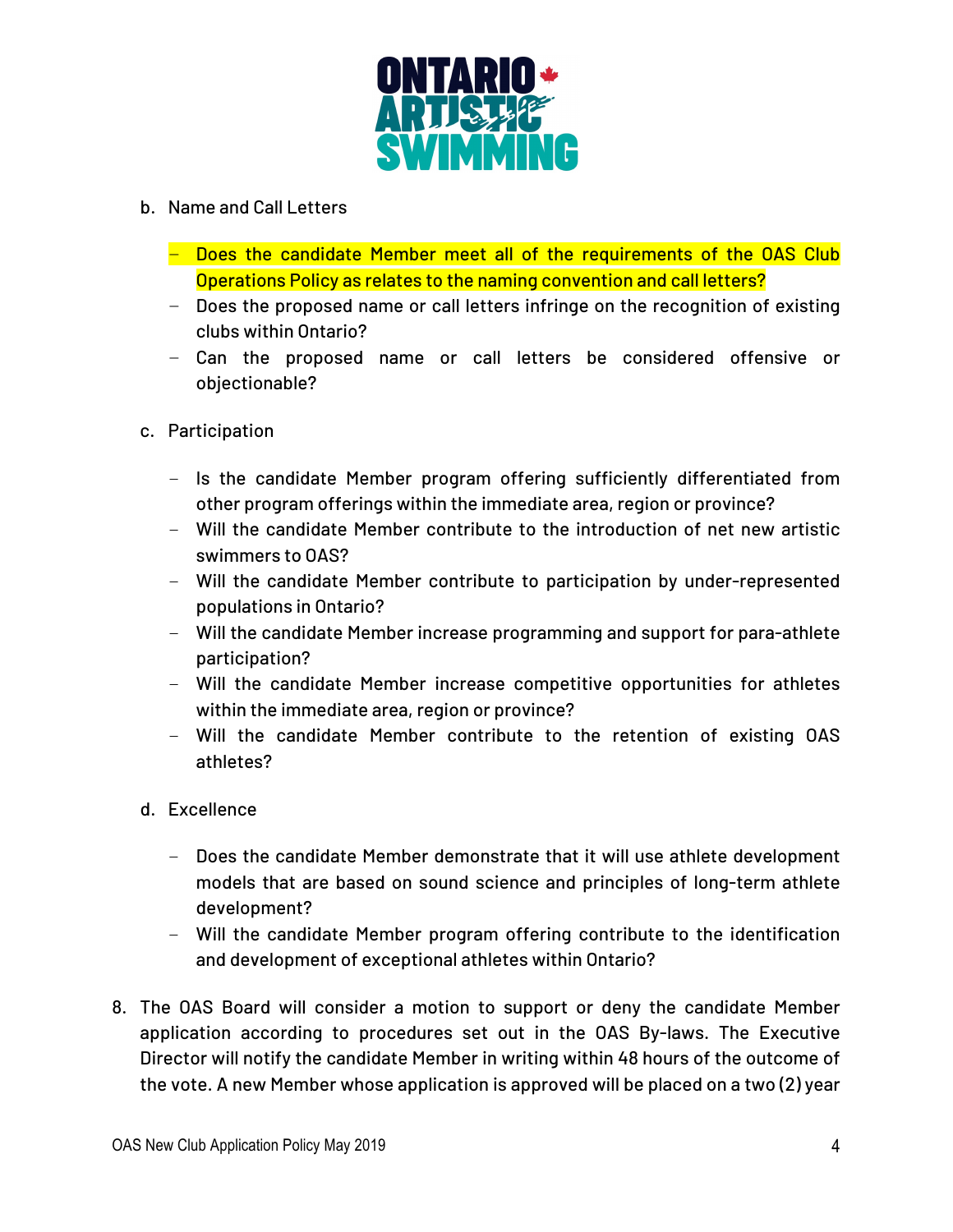b. Name and Call Letters

   - Does the candidate Member meet all of the requirements of the OAS Club Operations Policy as relates to the naming convention and call letters?
   - Does the proposed name or call letters infringe on the recognition of existing clubs within Ontario?
   - Can the proposed name or call letters be considered offensive or objectionable?

c. Participation

   - Is the candidate Member program offering sufficiently differentiated from other program offerings within the immediate area, region or province?
   - Will the candidate Member contribute to the introduction of net new artistic swimmers to OAS?
   - Will the candidate Member contribute to participation by under-represented populations in Ontario?
   - Will the candidate Member increase programming and support for para-athlete participation?
   - Will the candidate Member increase competitive opportunities for athletes within the immediate area, region or province?
   - Will the candidate Member contribute to the retention of existing OAS athletes?

d. Excellence

   - Does the candidate Member demonstrate that it will use athlete development models that are based on sound science and principles of long-term athlete development?
   - Will the candidate Member program offering contribute to the identification and development of exceptional athletes within Ontario?

8. The OAS Board will consider a motion to support or deny the candidate Member application according to procedures set out in the OAS By-laws. The Executive Director will notify the candidate Member in writing within 48 hours of the outcome of the vote. A new Member whose application is approved will be placed on a two (2) year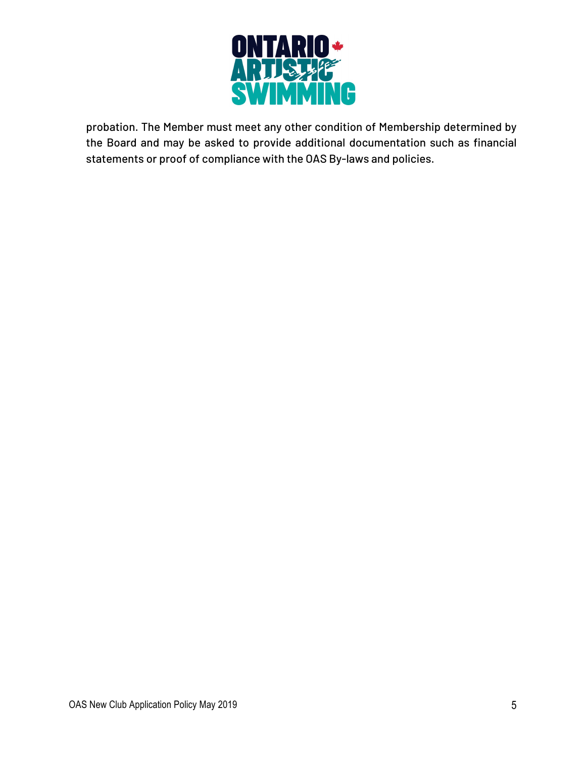probation. The Member must meet any other condition of Membership determined by the Board and may be asked to provide additional documentation such as financial statements or proof of compliance with the OAS By-laws and policies.